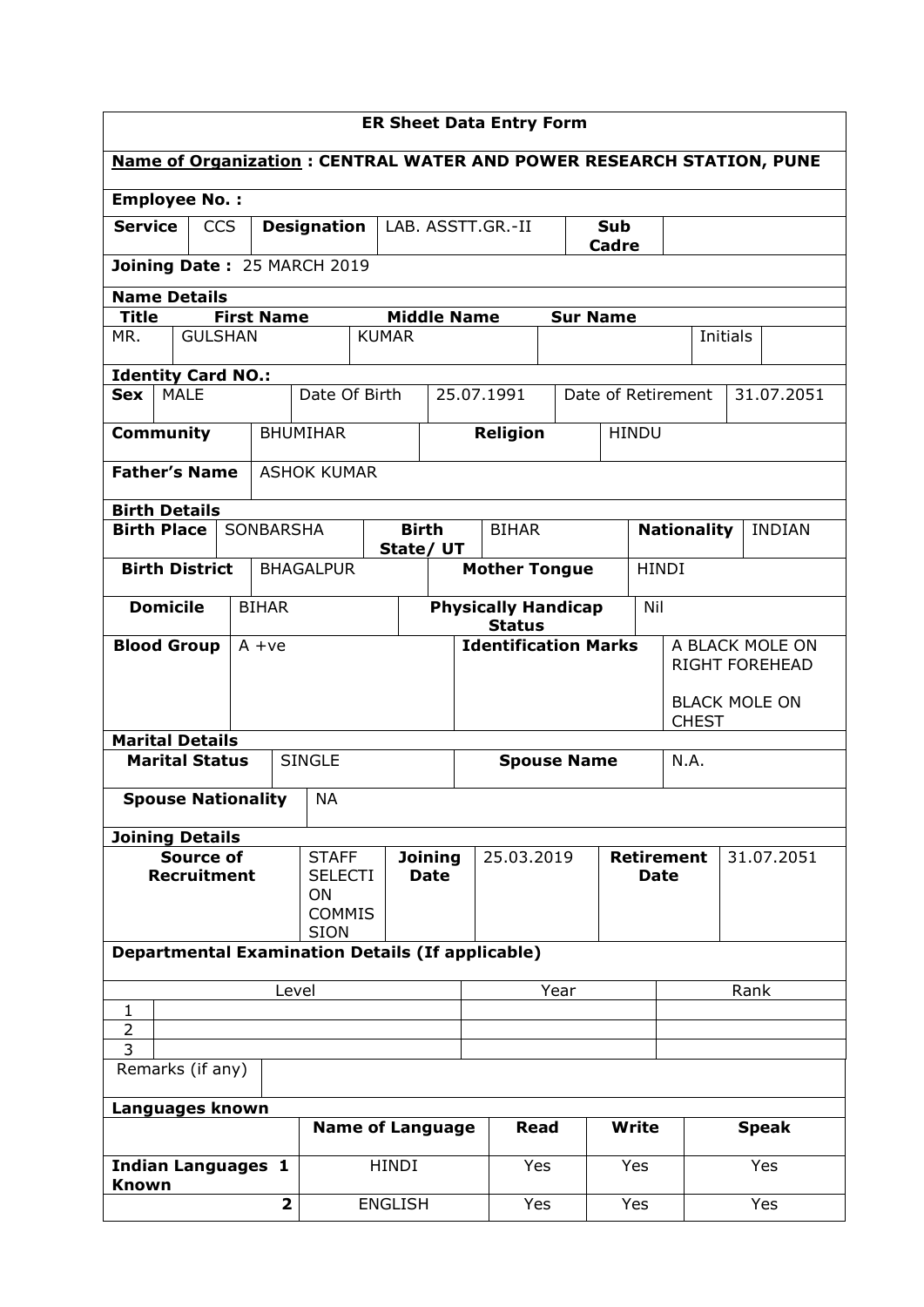# ER Sheet Data Entry Form

**Name of Organization : CENTRAL WATER AND POWER RESEARCH STATION, PUNE**

**Employee No. :**

| **Service** | CCS | **Designation** | LAB. ASSTT.GR.-II | **Sub Cadre** | |
|---|---|---|---|---|---|

**Joining Date :** 25 MARCH 2019

**Name Details**

| **Title** | **First Name** | **Middle Name** | **Sur Name** | | |
|---|---|---|---|---|---|
| MR. | GULSHAN | KUMAR | | Initials | |

**Identity Card NO.:**

| **Sex** | MALE | Date Of Birth | 25.07.1991 | Date of Retirement | 31.07.2051 |
|---|---|---|---|---|---|
| **Community** | BHUMIHAR | **Religion** | HINDU | | |
| **Father's Name** | ASHOK KUMAR | | | | |

**Birth Details**

| **Birth Place** | SONBARSHA | **Birth State/ UT** | BIHAR | **Nationality** | INDIAN |
|---|---|---|---|---|---|
| **Birth District** | BHAGALPUR | **Mother Tongue** | HINDI | | |
| **Domicile** | BIHAR | **Physically Handicap Status** | Nil | | |
| **Blood Group** | A +ve | **Identification Marks** | A BLACK MOLE ON RIGHT FOREHEAD<br><br>BLACK MOLE ON CHEST | | |

**Marital Details**

| **Marital Status** | SINGLE | **Spouse Name** | N.A. |
|---|---|---|---|
| **Spouse Nationality** | NA | | |

**Joining Details**

| **Source of Recruitment** | STAFF SELECTION COMMISSION | **Joining Date** | 25.03.2019 | **Retirement Date** | 31.07.2051 |
|---|---|---|---|---|---|

**Departmental Examination Details (If applicable)**

| | Level | Year | Rank |
|---|---|---|---|
| 1 | | | |
| 2 | | | |
| 3 | | | |

| Remarks (if any) | |
|---|---|

**Languages known**

| | | **Name of Language** | **Read** | **Write** | **Speak** |
|---|---|---|---|---|---|
| **Indian Languages Known** | **1** | HINDI | Yes | Yes | Yes |
| | **2** | ENGLISH | Yes | Yes | Yes |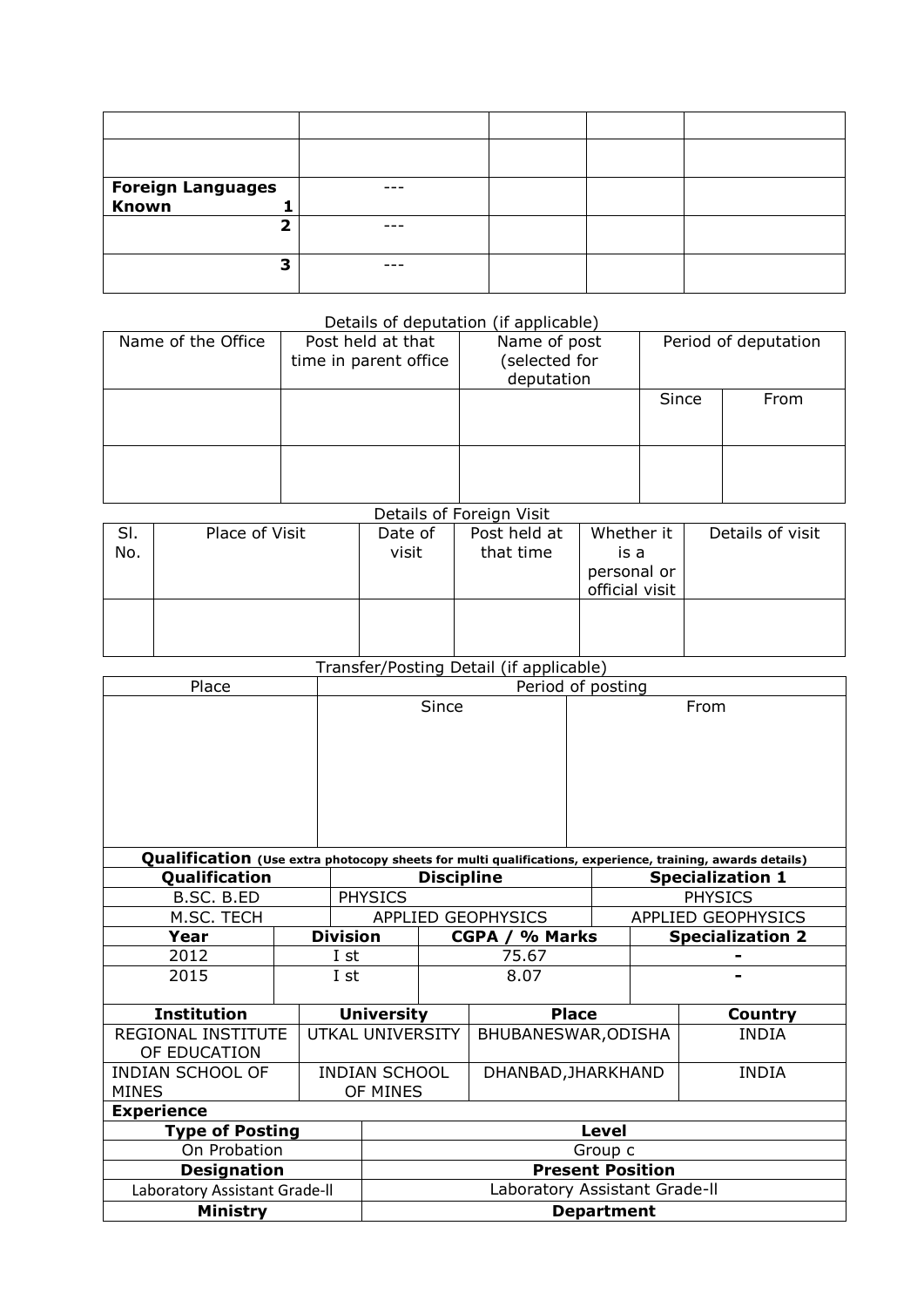| | | | | |
|---|---|---|---|---|
| | | | | |
| | | | | |
| **Foreign Languages Known** **1** | --- | | | |
| **2** | --- | | | |
| **3** | --- | | | |

Details of deputation (if applicable)

| Name of the Office | Post held at that time in parent office | Name of post (selected for deputation | Period of deputation | |
|---|---|---|---|---|
| | | | Since | From |
| | | | | |

Details of Foreign Visit

| Sl. No. | Place of Visit | Date of visit | Post held at that time | Whether it is a personal or official visit | Details of visit |
|---|---|---|---|---|---|
| | | | | | |

Transfer/Posting Detail (if applicable)

| Place | Period of posting | |
|---|---|---|
| | Since | From |
| | | |

**Qualification** **(Use extra photocopy sheets for multi qualifications, experience, training, awards details)**

| **Qualification** | **Discipline** | **Specialization 1** |
|---|---|---|
| B.SC. B.ED | PHYSICS | PHYSICS |
| M.SC. TECH | APPLIED GEOPHYSICS | APPLIED GEOPHYSICS |

| **Year** | **Division** | **CGPA / % Marks** | **Specialization 2** |
|---|---|---|---|
| 2012 | I st | 75.67 | - |
| 2015 | I st | 8.07 | - |

| **Institution** | **University** | **Place** | **Country** |
|---|---|---|---|
| REGIONAL INSTITUTE OF EDUCATION | UTKAL UNIVERSITY | BHUBANESWAR,ODISHA | INDIA |
| INDIAN SCHOOL OF MINES | INDIAN SCHOOL OF MINES | DHANBAD,JHARKHAND | INDIA |

**Experience**

| **Type of Posting** | **Level** |
|---|---|
| On Probation | Group c |
| **Designation** | **Present Position** |
| Laboratory Assistant Grade-ll | Laboratory Assistant Grade-ll |
| **Ministry** | **Department** |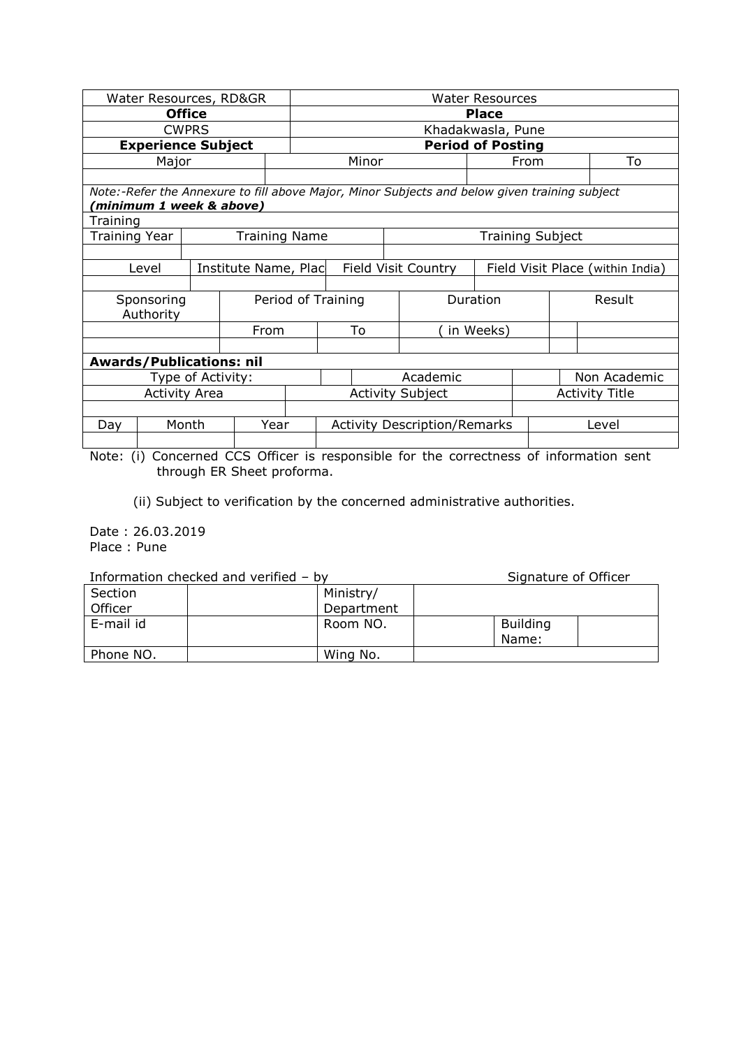| Water Resources, RD&GR | | Water Resources | | | |
|---|---|---|---|---|---|
| **Office** | | **Place** | | | |
| CWPRS | | Khadakwasla, Pune | | | |
| **Experience Subject** | | **Period of Posting** | | | |
| Major | | Minor | | From | To |
| | | | | | |

*Note:-Refer the Annexure to fill above Major, Minor Subjects and below given training subject* ***(minimum 1 week & above)***

Training

| Training Year | Training Name | Training Subject |
|---|---|---|
| | | |

| Level | Institute Name, Plac | Field Visit Country | Field Visit Place (within India) |
|---|---|---|---|
| | | | |

| Sponsoring Authority | Period of Training | | Duration | Result | |
|---|---|---|---|---|---|
| | From | To | ( in Weeks) | | |
| | | | | | |

**Awards/Publications: nil**

| Type of Activity: | | Academic | | Non Academic |
|---|---|---|---|---|
| Activity Area | | Activity Subject | | Activity Title |
| | | | | |

| Day | Month | Year | Activity Description/Remarks | Level |
|---|---|---|---|---|
| | | | | |

Note: (i) Concerned CCS Officer is responsible for the correctness of information sent through ER Sheet proforma.

(ii) Subject to verification by the concerned administrative authorities.

Date : 26.03.2019
Place : Pune

Information checked and verified – by

Signature of Officer

| | | | | | |
|---|---|---|---|---|---|
| Section Officer | | Ministry/ Department | | | |
| E-mail id | | Room NO. | | Building Name: | |
| Phone NO. | | Wing No. | | | |